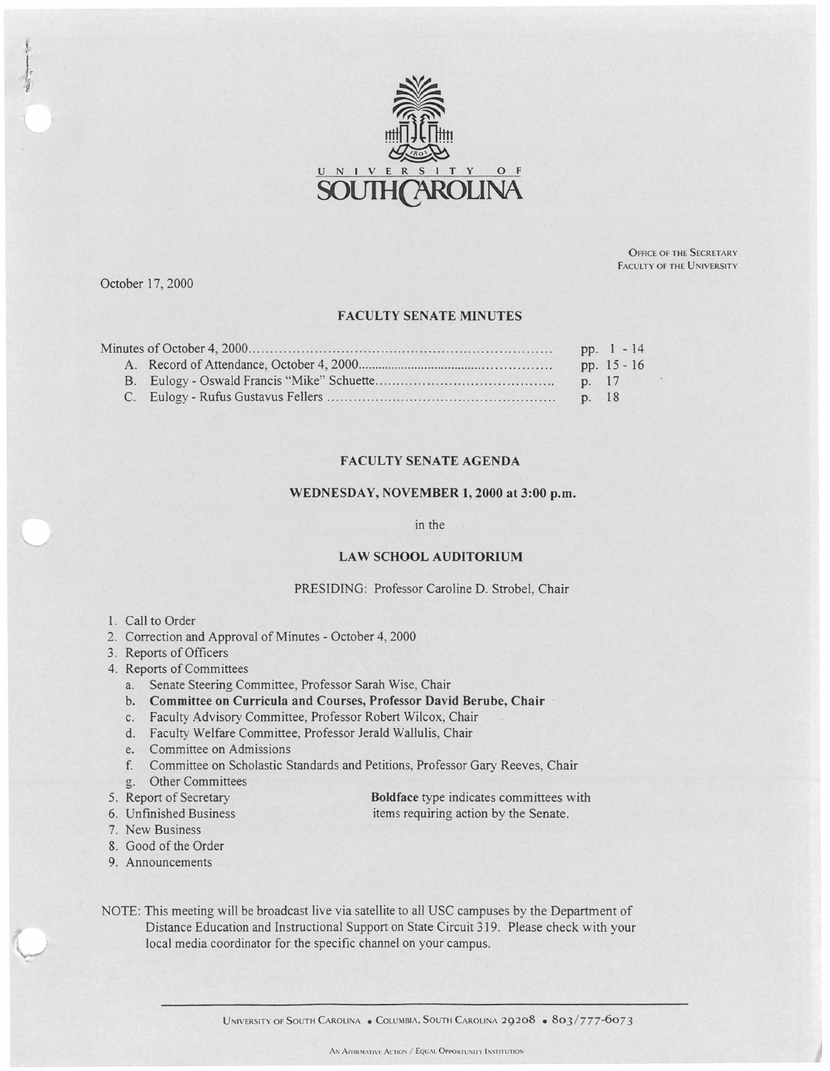UNIVERSITY OF SOUTH CAROLINA

OFFICE OF THE SECRETARY
FACULTY OF THE UNIVERSITY

October 17, 2000

## FACULTY SENATE MINUTES

| | |
|---|---|
| Minutes of October 4, 2000 | pp. 1 - 14 |
| A. Record of Attendance, October 4, 2000 | pp. 15 - 16 |
| B. Eulogy - Oswald Francis "Mike" Schuette | p. 17 |
| C. Eulogy - Rufus Gustavus Fellers | p. 18 |

## FACULTY SENATE AGENDA

**WEDNESDAY, NOVEMBER 1, 2000 at 3:00 p.m.**

in the

**LAW SCHOOL AUDITORIUM**

PRESIDING: Professor Caroline D. Strobel, Chair

1. Call to Order
2. Correction and Approval of Minutes - October 4, 2000
3. Reports of Officers
4. Reports of Committees
   a. Senate Steering Committee, Professor Sarah Wise, Chair
   b. **Committee on Curricula and Courses, Professor David Berube, Chair**
   c. Faculty Advisory Committee, Professor Robert Wilcox, Chair
   d. Faculty Welfare Committee, Professor Jerald Wallulis, Chair
   e. Committee on Admissions
   f. Committee on Scholastic Standards and Petitions, Professor Gary Reeves, Chair
   g. Other Committees
5. Report of Secretary
6. Unfinished Business
7. New Business
8. Good of the Order
9. Announcements

**Boldface** type indicates committees with items requiring action by the Senate.

NOTE: This meeting will be broadcast live via satellite to all USC campuses by the Department of Distance Education and Instructional Support on State Circuit 319. Please check with your local media coordinator for the specific channel on your campus.

UNIVERSITY OF SOUTH CAROLINA • COLUMBIA, SOUTH CAROLINA 29208 • 803/777-6073

AN AFFIRMATIVE ACTION / EQUAL OPPORTUNITY INSTITUTION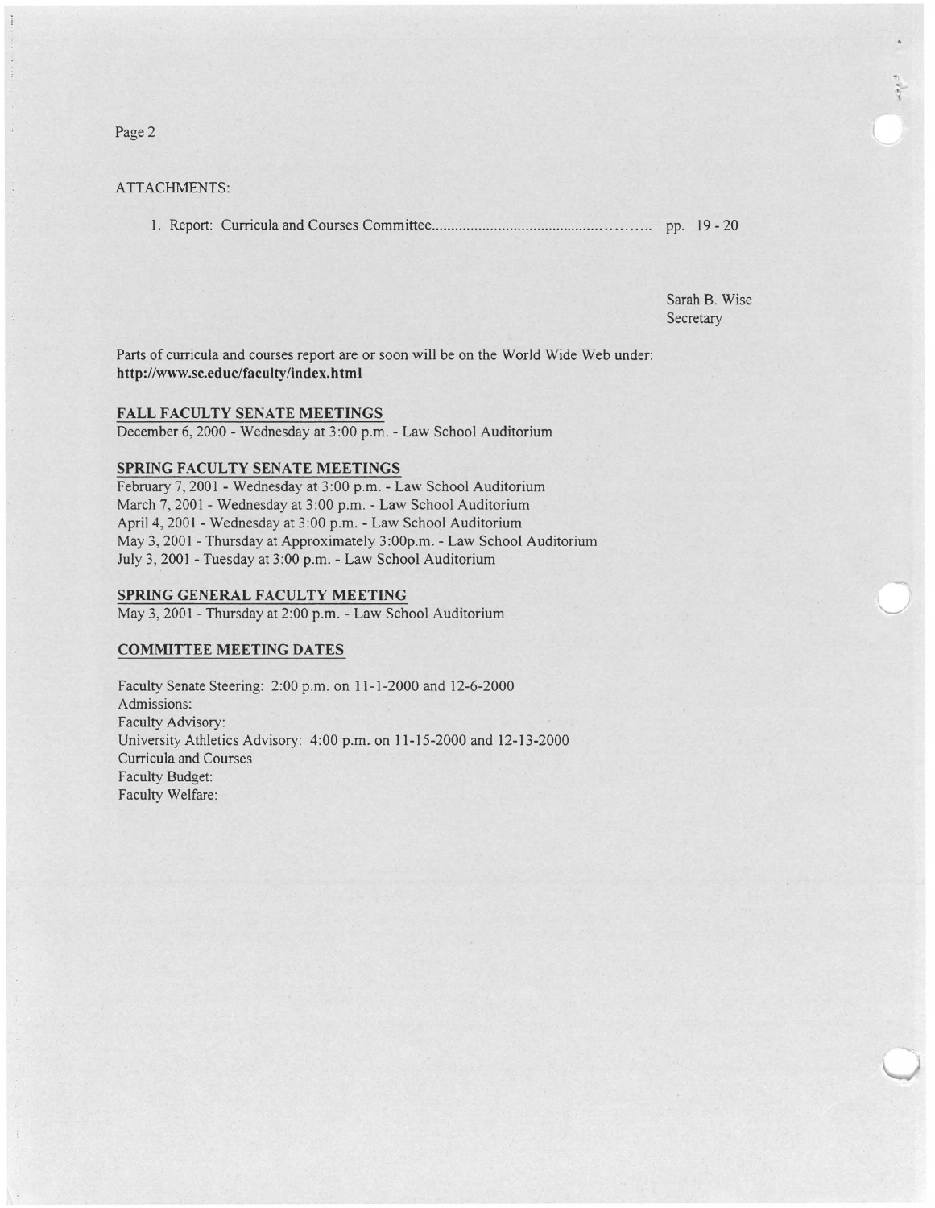ATTACHMENTS:

1. Report: Curricula and Courses Committee.................................................... pp. 19 - 20

Sarah B. Wise
Secretary

Parts of curricula and courses report are or soon will be on the World Wide Web under:
**http://www.sc.educ/faculty/index.html**

## FALL FACULTY SENATE MEETINGS

December 6, 2000 - Wednesday at 3:00 p.m. - Law School Auditorium

## SPRING FACULTY SENATE MEETINGS

February 7, 2001 - Wednesday at 3:00 p.m. - Law School Auditorium
March 7, 2001 - Wednesday at 3:00 p.m. - Law School Auditorium
April 4, 2001 - Wednesday at 3:00 p.m. - Law School Auditorium
May 3, 2001 - Thursday at Approximately 3:00p.m. - Law School Auditorium
July 3, 2001 - Tuesday at 3:00 p.m. - Law School Auditorium

## SPRING GENERAL FACULTY MEETING

May 3, 2001 - Thursday at 2:00 p.m. - Law School Auditorium

## COMMITTEE MEETING DATES

Faculty Senate Steering: 2:00 p.m. on 11-1-2000 and 12-6-2000
Admissions:
Faculty Advisory:
University Athletics Advisory: 4:00 p.m. on 11-15-2000 and 12-13-2000
Curricula and Courses
Faculty Budget:
Faculty Welfare: